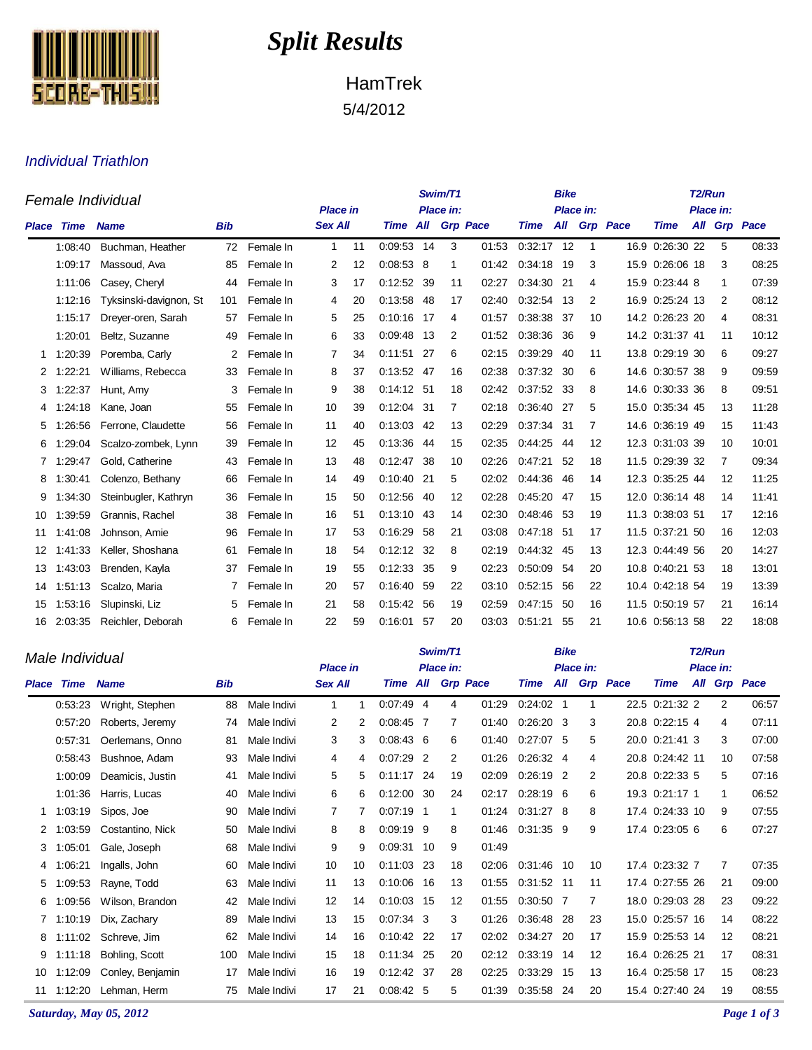# Split Results

HamTrek
5/4/2012

## Individual Triathlon

### Female Individual

| Place | Time | Name | Bib | | Place in Sex | Place in All | Swim/T1 Time | Swim/T1 Place in: All | Swim/T1 Place in: Grp | Swim/T1 Pace | Bike Time | Bike Place in: All | Bike Place in: Grp | Bike Pace | T2/Run Time | T2/Run Place in: All | T2/Run Place in: Grp | T2/Run Pace |
|---|---|---|---|---|---|---|---|---|---|---|---|---|---|---|---|---|---|---|
| | 1:08:40 | Buchman, Heather | 72 | Female In | 1 | 11 | 0:09:53 | 14 | 3 | 01:53 | 0:32:17 | 12 | 1 | 16.9 | 0:26:30 | 22 | 5 | 08:33 |
| | 1:09:17 | Massoud, Ava | 85 | Female In | 2 | 12 | 0:08:53 | 8 | 1 | 01:42 | 0:34:18 | 19 | 3 | 15.9 | 0:26:06 | 18 | 3 | 08:25 |
| | 1:11:06 | Casey, Cheryl | 44 | Female In | 3 | 17 | 0:12:52 | 39 | 11 | 02:27 | 0:34:30 | 21 | 4 | 15.9 | 0:23:44 | 8 | 1 | 07:39 |
| | 1:12:16 | Tyksinski-davignon, St | 101 | Female In | 4 | 20 | 0:13:58 | 48 | 17 | 02:40 | 0:32:54 | 13 | 2 | 16.9 | 0:25:24 | 13 | 2 | 08:12 |
| | 1:15:17 | Dreyer-oren, Sarah | 57 | Female In | 5 | 25 | 0:10:16 | 17 | 4 | 01:57 | 0:38:38 | 37 | 10 | 14.2 | 0:26:23 | 20 | 4 | 08:31 |
| | 1:20:01 | Beltz, Suzanne | 49 | Female In | 6 | 33 | 0:09:48 | 13 | 2 | 01:52 | 0:38:36 | 36 | 9 | 14.2 | 0:31:37 | 41 | 11 | 10:12 |
| 1 | 1:20:39 | Poremba, Carly | 2 | Female In | 7 | 34 | 0:11:51 | 27 | 6 | 02:15 | 0:39:29 | 40 | 11 | 13.8 | 0:29:19 | 30 | 6 | 09:27 |
| 2 | 1:22:21 | Williams, Rebecca | 33 | Female In | 8 | 37 | 0:13:52 | 47 | 16 | 02:38 | 0:37:32 | 30 | 6 | 14.6 | 0:30:57 | 38 | 9 | 09:59 |
| 3 | 1:22:37 | Hunt, Amy | 3 | Female In | 9 | 38 | 0:14:12 | 51 | 18 | 02:42 | 0:37:52 | 33 | 8 | 14.6 | 0:30:33 | 36 | 8 | 09:51 |
| 4 | 1:24:18 | Kane, Joan | 55 | Female In | 10 | 39 | 0:12:04 | 31 | 7 | 02:18 | 0:36:40 | 27 | 5 | 15.0 | 0:35:34 | 45 | 13 | 11:28 |
| 5 | 1:26:56 | Ferrone, Claudette | 56 | Female In | 11 | 40 | 0:13:03 | 42 | 13 | 02:29 | 0:37:34 | 31 | 7 | 14.6 | 0:36:19 | 49 | 15 | 11:43 |
| 6 | 1:29:04 | Scalzo-zombek, Lynn | 39 | Female In | 12 | 45 | 0:13:36 | 44 | 15 | 02:35 | 0:44:25 | 44 | 12 | 12.3 | 0:31:03 | 39 | 10 | 10:01 |
| 7 | 1:29:47 | Gold, Catherine | 43 | Female In | 13 | 48 | 0:12:47 | 38 | 10 | 02:26 | 0:47:21 | 52 | 18 | 11.5 | 0:29:39 | 32 | 7 | 09:34 |
| 8 | 1:30:41 | Colenzo, Bethany | 66 | Female In | 14 | 49 | 0:10:40 | 21 | 5 | 02:02 | 0:44:36 | 46 | 14 | 12.3 | 0:35:25 | 44 | 12 | 11:25 |
| 9 | 1:34:30 | Steinbugler, Kathryn | 36 | Female In | 15 | 50 | 0:12:56 | 40 | 12 | 02:28 | 0:45:20 | 47 | 15 | 12.0 | 0:36:14 | 48 | 14 | 11:41 |
| 10 | 1:39:59 | Grannis, Rachel | 38 | Female In | 16 | 51 | 0:13:10 | 43 | 14 | 02:30 | 0:48:46 | 53 | 19 | 11.3 | 0:38:03 | 51 | 17 | 12:16 |
| 11 | 1:41:08 | Johnson, Amie | 96 | Female In | 17 | 53 | 0:16:29 | 58 | 21 | 03:08 | 0:47:18 | 51 | 17 | 11.5 | 0:37:21 | 50 | 16 | 12:03 |
| 12 | 1:41:33 | Keller, Shoshana | 61 | Female In | 18 | 54 | 0:12:12 | 32 | 8 | 02:19 | 0:44:32 | 45 | 13 | 12.3 | 0:44:49 | 56 | 20 | 14:27 |
| 13 | 1:43:03 | Brenden, Kayla | 37 | Female In | 19 | 55 | 0:12:33 | 35 | 9 | 02:23 | 0:50:09 | 54 | 20 | 10.8 | 0:40:21 | 53 | 18 | 13:01 |
| 14 | 1:51:13 | Scalzo, Maria | 7 | Female In | 20 | 57 | 0:16:40 | 59 | 22 | 03:10 | 0:52:15 | 56 | 22 | 10.4 | 0:42:18 | 54 | 19 | 13:39 |
| 15 | 1:53:16 | Slupinski, Liz | 5 | Female In | 21 | 58 | 0:15:42 | 56 | 19 | 02:59 | 0:47:15 | 50 | 16 | 11.5 | 0:50:19 | 57 | 21 | 16:14 |
| 16 | 2:03:35 | Reichler, Deborah | 6 | Female In | 22 | 59 | 0:16:01 | 57 | 20 | 03:03 | 0:51:21 | 55 | 21 | 10.6 | 0:56:13 | 58 | 22 | 18:08 |

### Male Individual

| Place | Time | Name | Bib | | Place in Sex | Place in All | Swim/T1 Time | Swim/T1 Place in: All | Swim/T1 Place in: Grp | Swim/T1 Pace | Bike Time | Bike Place in: All | Bike Place in: Grp | Bike Pace | T2/Run Time | T2/Run Place in: All | T2/Run Place in: Grp | T2/Run Pace |
|---|---|---|---|---|---|---|---|---|---|---|---|---|---|---|---|---|---|---|
| | 0:53:23 | Wright, Stephen | 88 | Male Indivi | 1 | 1 | 0:07:49 | 4 | 4 | 01:29 | 0:24:02 | 1 | 1 | 22.5 | 0:21:32 | 2 | 2 | 06:57 |
| | 0:57:20 | Roberts, Jeremy | 74 | Male Indivi | 2 | 2 | 0:08:45 | 7 | 7 | 01:40 | 0:26:20 | 3 | 3 | 20.8 | 0:22:15 | 4 | 4 | 07:11 |
| | 0:57:31 | Oerlemans, Onno | 81 | Male Indivi | 3 | 3 | 0:08:43 | 6 | 6 | 01:40 | 0:27:07 | 5 | 5 | 20.0 | 0:21:41 | 3 | 3 | 07:00 |
| | 0:58:43 | Bushnoe, Adam | 93 | Male Indivi | 4 | 4 | 0:07:29 | 2 | 2 | 01:26 | 0:26:32 | 4 | 4 | 20.8 | 0:24:42 | 11 | 10 | 07:58 |
| | 1:00:09 | Deamicis, Justin | 41 | Male Indivi | 5 | 5 | 0:11:17 | 24 | 19 | 02:09 | 0:26:19 | 2 | 2 | 20.8 | 0:22:33 | 5 | 5 | 07:16 |
| | 1:01:36 | Harris, Lucas | 40 | Male Indivi | 6 | 6 | 0:12:00 | 30 | 24 | 02:17 | 0:28:19 | 6 | 6 | 19.3 | 0:21:17 | 1 | 1 | 06:52 |
| 1 | 1:03:19 | Sipos, Joe | 90 | Male Indivi | 7 | 7 | 0:07:19 | 1 | 1 | 01:24 | 0:31:27 | 8 | 8 | 17.4 | 0:24:33 | 10 | 9 | 07:55 |
| 2 | 1:03:59 | Costantino, Nick | 50 | Male Indivi | 8 | 8 | 0:09:19 | 9 | 8 | 01:46 | 0:31:35 | 9 | 9 | 17.4 | 0:23:05 | 6 | 6 | 07:27 |
| 3 | 1:05:01 | Gale, Joseph | 68 | Male Indivi | 9 | 9 | 0:09:31 | 10 | 9 | 01:49 | | | | | | | | |
| 4 | 1:06:21 | Ingalls, John | 60 | Male Indivi | 10 | 10 | 0:11:03 | 23 | 18 | 02:06 | 0:31:46 | 10 | 10 | 17.4 | 0:23:32 | 7 | 7 | 07:35 |
| 5 | 1:09:53 | Rayne, Todd | 63 | Male Indivi | 11 | 13 | 0:10:06 | 16 | 13 | 01:55 | 0:31:52 | 11 | 11 | 17.4 | 0:27:55 | 26 | 21 | 09:00 |
| 6 | 1:09:56 | Wilson, Brandon | 42 | Male Indivi | 12 | 14 | 0:10:03 | 15 | 12 | 01:55 | 0:30:50 | 7 | 7 | 18.0 | 0:29:03 | 28 | 23 | 09:22 |
| 7 | 1:10:19 | Dix, Zachary | 89 | Male Indivi | 13 | 15 | 0:07:34 | 3 | 3 | 01:26 | 0:36:48 | 28 | 23 | 15.0 | 0:25:57 | 16 | 14 | 08:22 |
| 8 | 1:11:02 | Schreve, Jim | 62 | Male Indivi | 14 | 16 | 0:10:42 | 22 | 17 | 02:02 | 0:34:27 | 20 | 17 | 15.9 | 0:25:53 | 14 | 12 | 08:21 |
| 9 | 1:11:18 | Bohling, Scott | 100 | Male Indivi | 15 | 18 | 0:11:34 | 25 | 20 | 02:12 | 0:33:19 | 14 | 12 | 16.4 | 0:26:25 | 21 | 17 | 08:31 |
| 10 | 1:12:09 | Conley, Benjamin | 17 | Male Indivi | 16 | 19 | 0:12:42 | 37 | 28 | 02:25 | 0:33:29 | 15 | 13 | 16.4 | 0:25:58 | 17 | 15 | 08:23 |
| 11 | 1:12:20 | Lehman, Herm | 75 | Male Indivi | 17 | 21 | 0:08:42 | 5 | 5 | 01:39 | 0:35:58 | 24 | 20 | 15.4 | 0:27:40 | 24 | 19 | 08:55 |

*Saturday, May 05, 2012*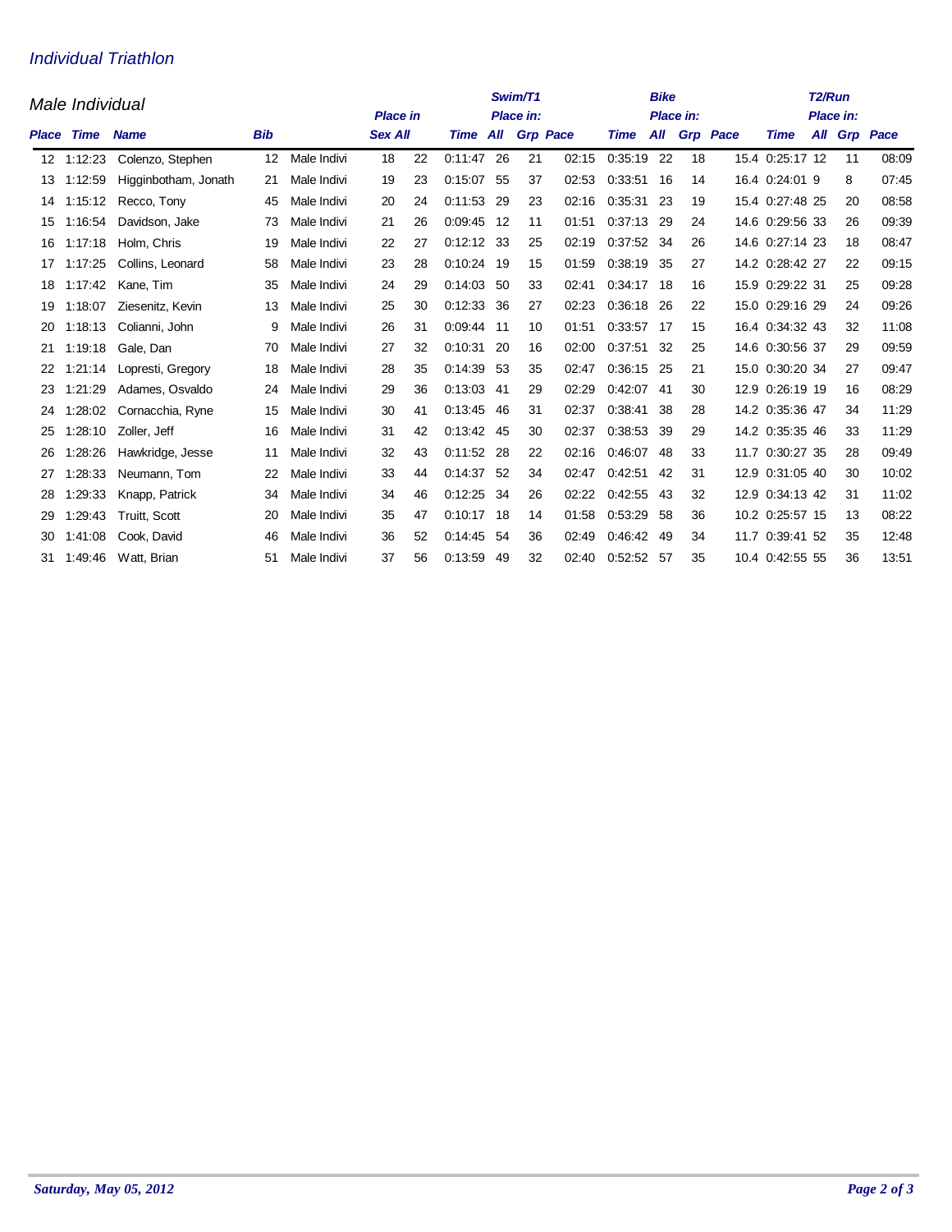# Individual Triathlon

## Male Individual

| Place | Time | Name | Bib | | Place in Sex | Place in All | Swim/T1 Time | Swim/T1 Place in: All | Swim/T1 Place in: Grp | Swim/T1 Pace | Bike Time | Bike Place in: All | Bike Place in: Grp | Bike Pace | T2/Run Time | T2/Run Place in: All | T2/Run Place in: Grp | T2/Run Pace |
|---|---|---|---|---|---|---|---|---|---|---|---|---|---|---|---|---|---|---|
| 12 | 1:12:23 | Colenzo, Stephen | 12 | Male Indivi | 18 | 22 | 0:11:47 | 26 | 21 | 02:15 | 0:35:19 | 22 | 18 | 15.4 | 0:25:17 | 12 | 11 | 08:09 |
| 13 | 1:12:59 | Higginbotham, Jonath | 21 | Male Indivi | 19 | 23 | 0:15:07 | 55 | 37 | 02:53 | 0:33:51 | 16 | 14 | 16.4 | 0:24:01 | 9 | 8 | 07:45 |
| 14 | 1:15:12 | Recco, Tony | 45 | Male Indivi | 20 | 24 | 0:11:53 | 29 | 23 | 02:16 | 0:35:31 | 23 | 19 | 15.4 | 0:27:48 | 25 | 20 | 08:58 |
| 15 | 1:16:54 | Davidson, Jake | 73 | Male Indivi | 21 | 26 | 0:09:45 | 12 | 11 | 01:51 | 0:37:13 | 29 | 24 | 14.6 | 0:29:56 | 33 | 26 | 09:39 |
| 16 | 1:17:18 | Holm, Chris | 19 | Male Indivi | 22 | 27 | 0:12:12 | 33 | 25 | 02:19 | 0:37:52 | 34 | 26 | 14.6 | 0:27:14 | 23 | 18 | 08:47 |
| 17 | 1:17:25 | Collins, Leonard | 58 | Male Indivi | 23 | 28 | 0:10:24 | 19 | 15 | 01:59 | 0:38:19 | 35 | 27 | 14.2 | 0:28:42 | 27 | 22 | 09:15 |
| 18 | 1:17:42 | Kane, Tim | 35 | Male Indivi | 24 | 29 | 0:14:03 | 50 | 33 | 02:41 | 0:34:17 | 18 | 16 | 15.9 | 0:29:22 | 31 | 25 | 09:28 |
| 19 | 1:18:07 | Ziesenitz, Kevin | 13 | Male Indivi | 25 | 30 | 0:12:33 | 36 | 27 | 02:23 | 0:36:18 | 26 | 22 | 15.0 | 0:29:16 | 29 | 24 | 09:26 |
| 20 | 1:18:13 | Colianni, John | 9 | Male Indivi | 26 | 31 | 0:09:44 | 11 | 10 | 01:51 | 0:33:57 | 17 | 15 | 16.4 | 0:34:32 | 43 | 32 | 11:08 |
| 21 | 1:19:18 | Gale, Dan | 70 | Male Indivi | 27 | 32 | 0:10:31 | 20 | 16 | 02:00 | 0:37:51 | 32 | 25 | 14.6 | 0:30:56 | 37 | 29 | 09:59 |
| 22 | 1:21:14 | Lopresti, Gregory | 18 | Male Indivi | 28 | 35 | 0:14:39 | 53 | 35 | 02:47 | 0:36:15 | 25 | 21 | 15.0 | 0:30:20 | 34 | 27 | 09:47 |
| 23 | 1:21:29 | Adames, Osvaldo | 24 | Male Indivi | 29 | 36 | 0:13:03 | 41 | 29 | 02:29 | 0:42:07 | 41 | 30 | 12.9 | 0:26:19 | 19 | 16 | 08:29 |
| 24 | 1:28:02 | Cornacchia, Ryne | 15 | Male Indivi | 30 | 41 | 0:13:45 | 46 | 31 | 02:37 | 0:38:41 | 38 | 28 | 14.2 | 0:35:36 | 47 | 34 | 11:29 |
| 25 | 1:28:10 | Zoller, Jeff | 16 | Male Indivi | 31 | 42 | 0:13:42 | 45 | 30 | 02:37 | 0:38:53 | 39 | 29 | 14.2 | 0:35:35 | 46 | 33 | 11:29 |
| 26 | 1:28:26 | Hawkridge, Jesse | 11 | Male Indivi | 32 | 43 | 0:11:52 | 28 | 22 | 02:16 | 0:46:07 | 48 | 33 | 11.7 | 0:30:27 | 35 | 28 | 09:49 |
| 27 | 1:28:33 | Neumann, Tom | 22 | Male Indivi | 33 | 44 | 0:14:37 | 52 | 34 | 02:47 | 0:42:51 | 42 | 31 | 12.9 | 0:31:05 | 40 | 30 | 10:02 |
| 28 | 1:29:33 | Knapp, Patrick | 34 | Male Indivi | 34 | 46 | 0:12:25 | 34 | 26 | 02:22 | 0:42:55 | 43 | 32 | 12.9 | 0:34:13 | 42 | 31 | 11:02 |
| 29 | 1:29:43 | Truitt, Scott | 20 | Male Indivi | 35 | 47 | 0:10:17 | 18 | 14 | 01:58 | 0:53:29 | 58 | 36 | 10.2 | 0:25:57 | 15 | 13 | 08:22 |
| 30 | 1:41:08 | Cook, David | 46 | Male Indivi | 36 | 52 | 0:14:45 | 54 | 36 | 02:49 | 0:46:42 | 49 | 34 | 11.7 | 0:39:41 | 52 | 35 | 12:48 |
| 31 | 1:49:46 | Watt, Brian | 51 | Male Indivi | 37 | 56 | 0:13:59 | 49 | 32 | 02:40 | 0:52:52 | 57 | 35 | 10.4 | 0:42:55 | 55 | 36 | 13:51 |

*Saturday, May 05, 2012*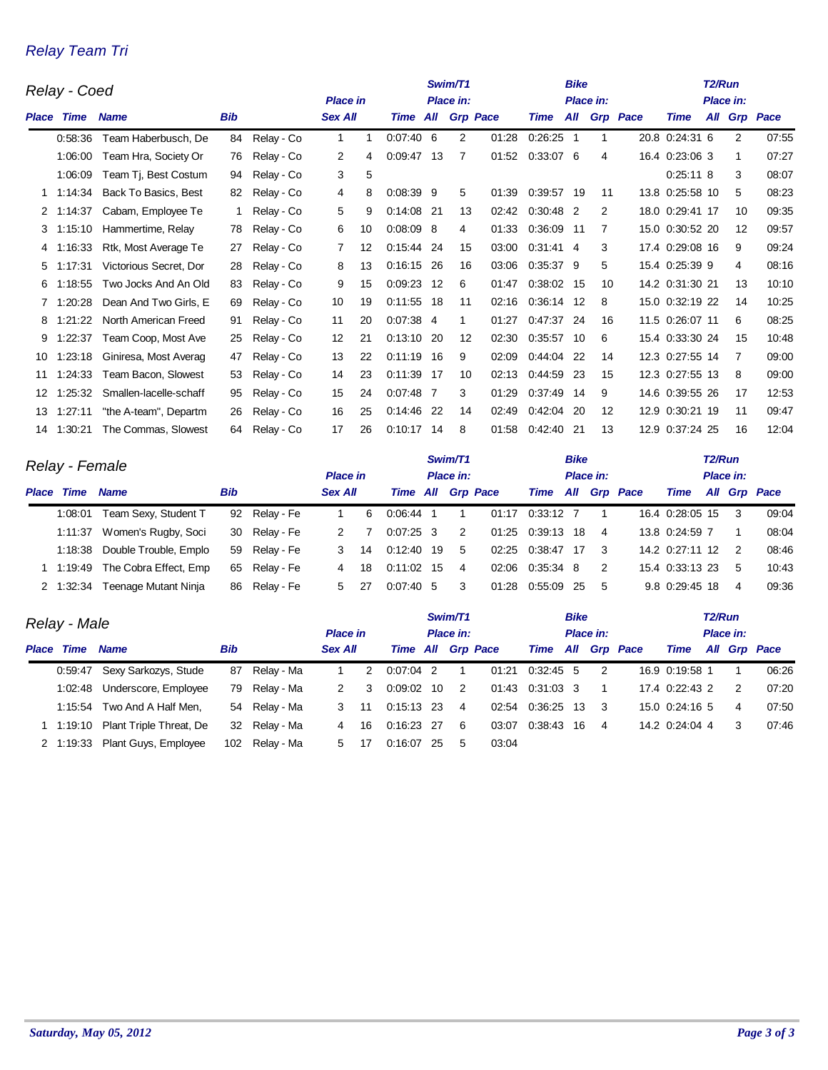## Relay Team Tri

### Relay - Coed

| | | | | | Place in | | Swim/T1 | Place in: | | | Bike | Place in: | | | T2/Run | Place in: | | |
|---|---|---|---|---|---|---|---|---|---|---|---|---|---|---|---|---|---|---|
| Place | Time | Name | Bib | | Sex | All | Time | All | Grp | Pace | Time | All | Grp | Pace | Time | All | Grp | Pace |
| | 0:58:36 | Team Haberbusch, De | 84 | Relay - Co | 1 | 1 | 0:07:40 | 6 | 2 | 01:28 | 0:26:25 | 1 | 1 | 20.8 | 0:24:31 | 6 | 2 | 07:55 |
| | 1:06:00 | Team Hra, Society Or | 76 | Relay - Co | 2 | 4 | 0:09:47 | 13 | 7 | 01:52 | 0:33:07 | 6 | 4 | 16.4 | 0:23:06 | 3 | 1 | 07:27 |
| | 1:06:09 | Team Tj, Best Costum | 94 | Relay - Co | 3 | 5 | | | | | | | | | 0:25:11 | 8 | 3 | 08:07 |
| 1 | 1:14:34 | Back To Basics, Best | 82 | Relay - Co | 4 | 8 | 0:08:39 | 9 | 5 | 01:39 | 0:39:57 | 19 | 11 | 13.8 | 0:25:58 | 10 | 5 | 08:23 |
| 2 | 1:14:37 | Cabam, Employee Te | 1 | Relay - Co | 5 | 9 | 0:14:08 | 21 | 13 | 02:42 | 0:30:48 | 2 | 2 | 18.0 | 0:29:41 | 17 | 10 | 09:35 |
| 3 | 1:15:10 | Hammertime, Relay | 78 | Relay - Co | 6 | 10 | 0:08:09 | 8 | 4 | 01:33 | 0:36:09 | 11 | 7 | 15.0 | 0:30:52 | 20 | 12 | 09:57 |
| 4 | 1:16:33 | Rtk, Most Average Te | 27 | Relay - Co | 7 | 12 | 0:15:44 | 24 | 15 | 03:00 | 0:31:41 | 4 | 3 | 17.4 | 0:29:08 | 16 | 9 | 09:24 |
| 5 | 1:17:31 | Victorious Secret, Dor | 28 | Relay - Co | 8 | 13 | 0:16:15 | 26 | 16 | 03:06 | 0:35:37 | 9 | 5 | 15.4 | 0:25:39 | 9 | 4 | 08:16 |
| 6 | 1:18:55 | Two Jocks And An Old | 83 | Relay - Co | 9 | 15 | 0:09:23 | 12 | 6 | 01:47 | 0:38:02 | 15 | 10 | 14.2 | 0:31:30 | 21 | 13 | 10:10 |
| 7 | 1:20:28 | Dean And Two Girls, E | 69 | Relay - Co | 10 | 19 | 0:11:55 | 18 | 11 | 02:16 | 0:36:14 | 12 | 8 | 15.0 | 0:32:19 | 22 | 14 | 10:25 |
| 8 | 1:21:22 | North American Freed | 91 | Relay - Co | 11 | 20 | 0:07:38 | 4 | 1 | 01:27 | 0:47:37 | 24 | 16 | 11.5 | 0:26:07 | 11 | 6 | 08:25 |
| 9 | 1:22:37 | Team Coop, Most Ave | 25 | Relay - Co | 12 | 21 | 0:13:10 | 20 | 12 | 02:30 | 0:35:57 | 10 | 6 | 15.4 | 0:33:30 | 24 | 15 | 10:48 |
| 10 | 1:23:18 | Giniresa, Most Averag | 47 | Relay - Co | 13 | 22 | 0:11:19 | 16 | 9 | 02:09 | 0:44:04 | 22 | 14 | 12.3 | 0:27:55 | 14 | 7 | 09:00 |
| 11 | 1:24:33 | Team Bacon, Slowest | 53 | Relay - Co | 14 | 23 | 0:11:39 | 17 | 10 | 02:13 | 0:44:59 | 23 | 15 | 12.3 | 0:27:55 | 13 | 8 | 09:00 |
| 12 | 1:25:32 | Smallen-lacelle-schaff | 95 | Relay - Co | 15 | 24 | 0:07:48 | 7 | 3 | 01:29 | 0:37:49 | 14 | 9 | 14.6 | 0:39:55 | 26 | 17 | 12:53 |
| 13 | 1:27:11 | "the A-team", Departm | 26 | Relay - Co | 16 | 25 | 0:14:46 | 22 | 14 | 02:49 | 0:42:04 | 20 | 12 | 12.9 | 0:30:21 | 19 | 11 | 09:47 |
| 14 | 1:30:21 | The Commas, Slowest | 64 | Relay - Co | 17 | 26 | 0:10:17 | 14 | 8 | 01:58 | 0:42:40 | 21 | 13 | 12.9 | 0:37:24 | 25 | 16 | 12:04 |

### Relay - Female

| | | | | | Place in | | Swim/T1 | Place in: | | | Bike | Place in: | | | T2/Run | Place in: | | |
|---|---|---|---|---|---|---|---|---|---|---|---|---|---|---|---|---|---|---|
| Place | Time | Name | Bib | | Sex | All | Time | All | Grp | Pace | Time | All | Grp | Pace | Time | All | Grp | Pace |
| | 1:08:01 | Team Sexy, Student T | 92 | Relay - Fe | 1 | 6 | 0:06:44 | 1 | 1 | 01:17 | 0:33:12 | 7 | 1 | 16.4 | 0:28:05 | 15 | 3 | 09:04 |
| | 1:11:37 | Women's Rugby, Soci | 30 | Relay - Fe | 2 | 7 | 0:07:25 | 3 | 2 | 01:25 | 0:39:13 | 18 | 4 | 13.8 | 0:24:59 | 7 | 1 | 08:04 |
| | 1:18:38 | Double Trouble, Emplo | 59 | Relay - Fe | 3 | 14 | 0:12:40 | 19 | 5 | 02:25 | 0:38:47 | 17 | 3 | 14.2 | 0:27:11 | 12 | 2 | 08:46 |
| 1 | 1:19:49 | The Cobra Effect, Emp | 65 | Relay - Fe | 4 | 18 | 0:11:02 | 15 | 4 | 02:06 | 0:35:34 | 8 | 2 | 15.4 | 0:33:13 | 23 | 5 | 10:43 |
| 2 | 1:32:34 | Teenage Mutant Ninja | 86 | Relay - Fe | 5 | 27 | 0:07:40 | 5 | 3 | 01:28 | 0:55:09 | 25 | 5 | 9.8 | 0:29:45 | 18 | 4 | 09:36 |

### Relay - Male

| | | | | | Place in | | Swim/T1 | Place in: | | | Bike | Place in: | | | T2/Run | Place in: | | |
|---|---|---|---|---|---|---|---|---|---|---|---|---|---|---|---|---|---|---|
| Place | Time | Name | Bib | | Sex | All | Time | All | Grp | Pace | Time | All | Grp | Pace | Time | All | Grp | Pace |
| | 0:59:47 | Sexy Sarkozys, Stude | 87 | Relay - Ma | 1 | 2 | 0:07:04 | 2 | 1 | 01:21 | 0:32:45 | 5 | 2 | 16.9 | 0:19:58 | 1 | 1 | 06:26 |
| | 1:02:48 | Underscore, Employee | 79 | Relay - Ma | 2 | 3 | 0:09:02 | 10 | 2 | 01:43 | 0:31:03 | 3 | 1 | 17.4 | 0:22:43 | 2 | 2 | 07:20 |
| | 1:15:54 | Two And A Half Men, | 54 | Relay - Ma | 3 | 11 | 0:15:13 | 23 | 4 | 02:54 | 0:36:25 | 13 | 3 | 15.0 | 0:24:16 | 5 | 4 | 07:50 |
| 1 | 1:19:10 | Plant Triple Threat, De | 32 | Relay - Ma | 4 | 16 | 0:16:23 | 27 | 6 | 03:07 | 0:38:43 | 16 | 4 | 14.2 | 0:24:04 | 4 | 3 | 07:46 |
| 2 | 1:19:33 | Plant Guys, Employee | 102 | Relay - Ma | 5 | 17 | 0:16:07 | 25 | 5 | 03:04 | | | | | | | | |

Saturday, May 05, 2012